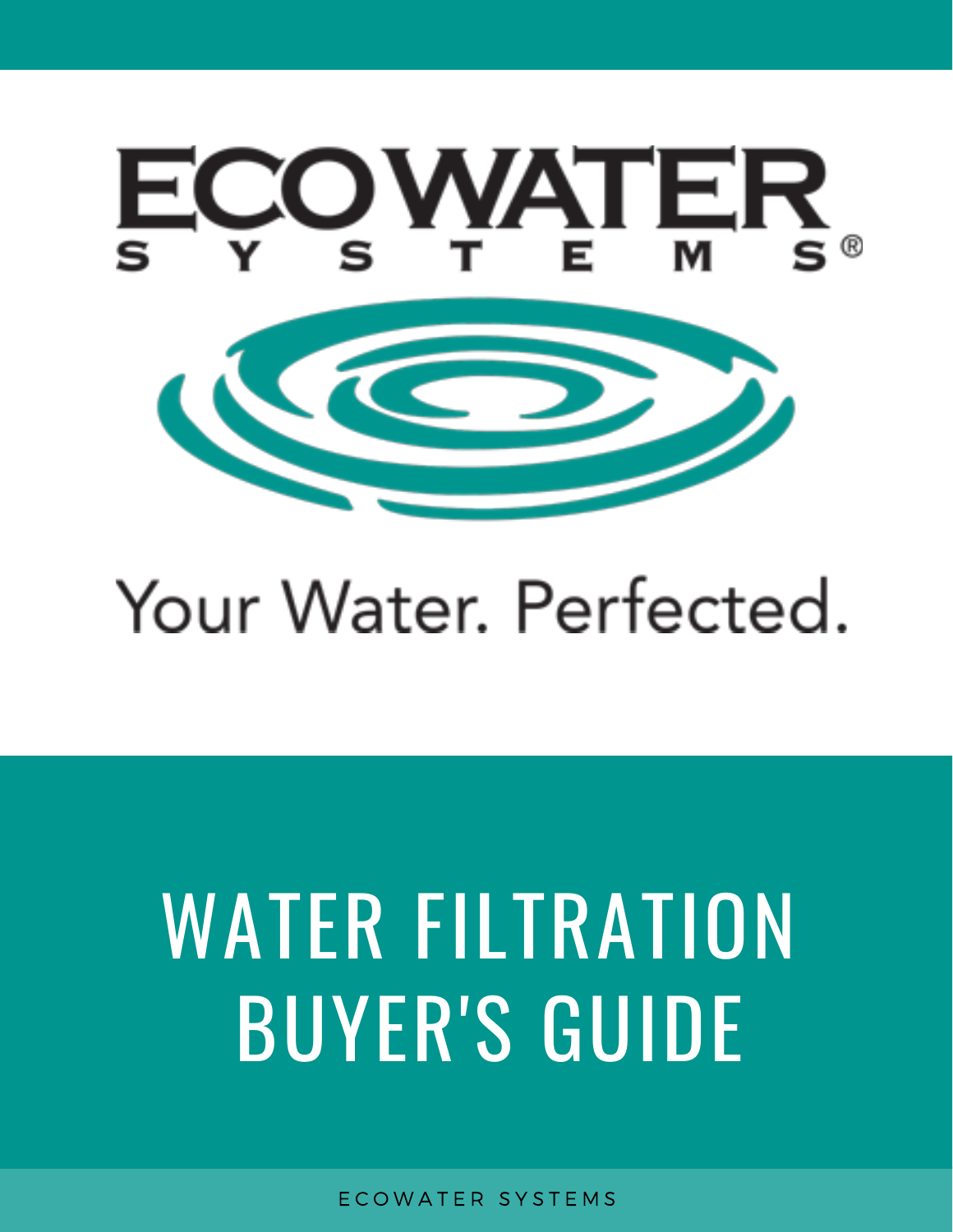ECOWATER SYSTEMS®

Your Water. Perfected.

# WATER FILTRATION BUYER'S GUIDE

ECOWATER SYSTEMS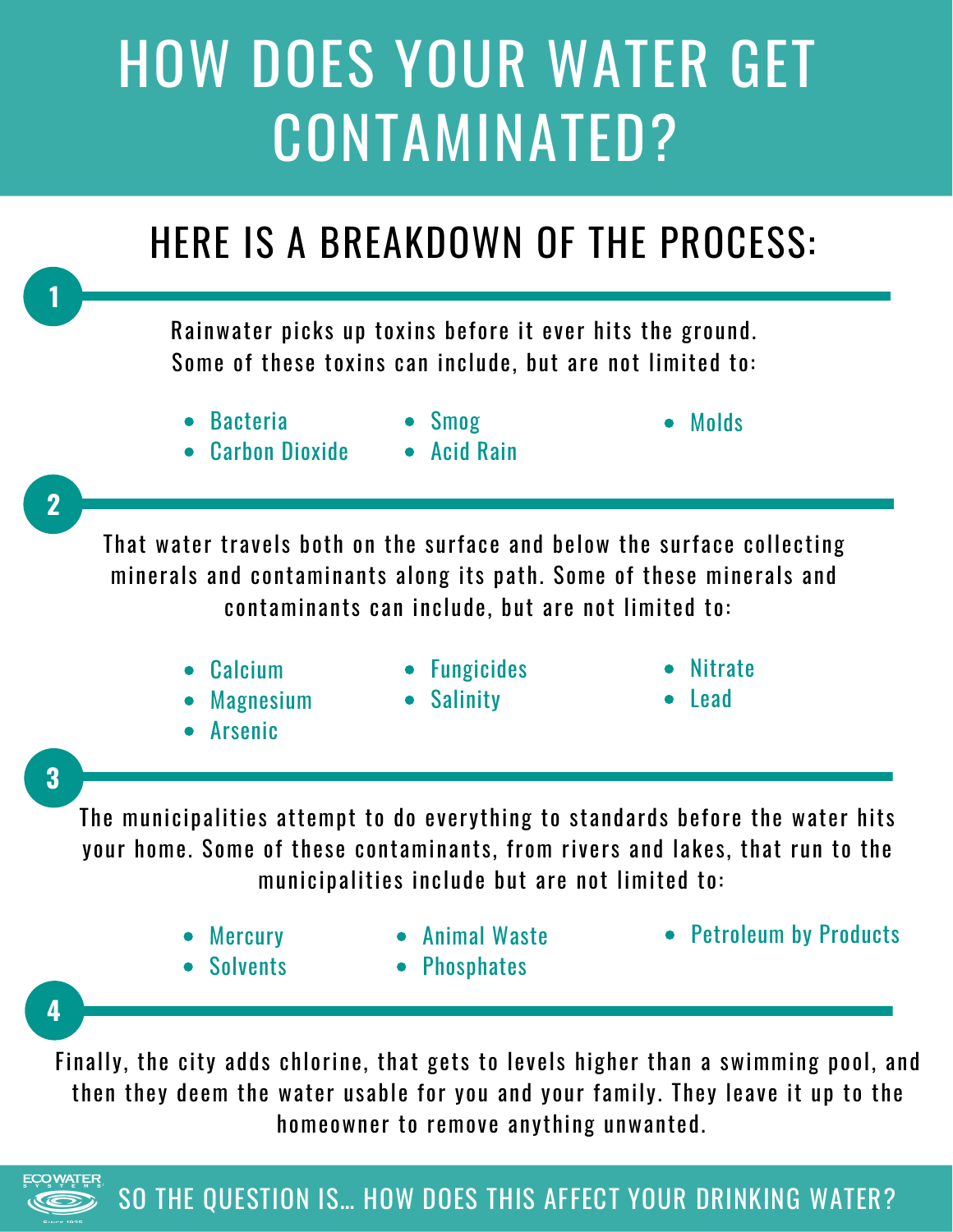# HOW DOES YOUR WATER GET CONTAMINATED?

## HERE IS A BREAKDOWN OF THE PROCESS:

### 1

Rainwater picks up toxins before it ever hits the ground. Some of these toxins can include, but are not limited to:

- Bacteria
- Carbon Dioxide
- Smog
- Acid Rain
- Molds

### 2

That water travels both on the surface and below the surface collecting minerals and contaminants along its path. Some of these minerals and contaminants can include, but are not limited to:

- Calcium
- Magnesium
- Arsenic
- Fungicides
- Salinity
- Nitrate
- Lead

### 3

The municipalities attempt to do everything to standards before the water hits your home. Some of these contaminants, from rivers and lakes, that run to the municipalities include but are not limited to:

- Mercury
- Solvents
- Animal Waste
- Phosphates
- Petroleum by Products

### 4

Finally, the city adds chlorine, that gets to levels higher than a swimming pool, and then they deem the water usable for you and your family. They leave it up to the homeowner to remove anything unwanted.

ECOWATER SYSTEMS

SO THE QUESTION IS... HOW DOES THIS AFFECT YOUR DRINKING WATER?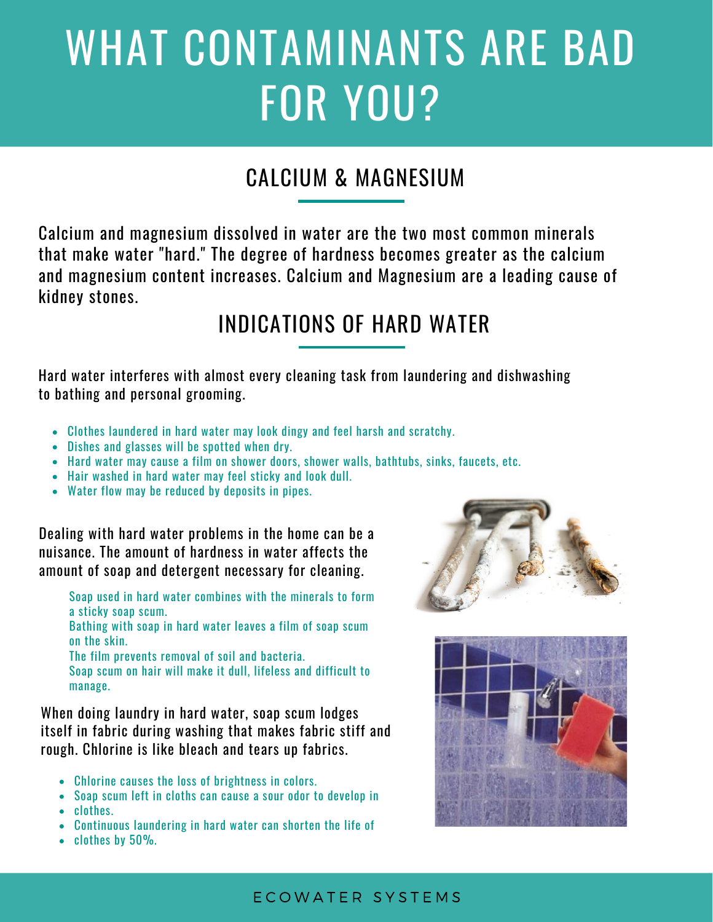# WHAT CONTAMINANTS ARE BAD FOR YOU?

## CALCIUM & MAGNESIUM

Calcium and magnesium dissolved in water are the two most common minerals that make water "hard." The degree of hardness becomes greater as the calcium and magnesium content increases. Calcium and Magnesium are a leading cause of kidney stones.

## INDICATIONS OF HARD WATER

Hard water interferes with almost every cleaning task from laundering and dishwashing to bathing and personal grooming.

- Clothes laundered in hard water may look dingy and feel harsh and scratchy.
- Dishes and glasses will be spotted when dry.
- Hard water may cause a film on shower doors, shower walls, bathtubs, sinks, faucets, etc.
- Hair washed in hard water may feel sticky and look dull.
- Water flow may be reduced by deposits in pipes.

Dealing with hard water problems in the home can be a nuisance. The amount of hardness in water affects the amount of soap and detergent necessary for cleaning.

Soap used in hard water combines with the minerals to form a sticky soap scum.
Bathing with soap in hard water leaves a film of soap scum on the skin.
The film prevents removal of soil and bacteria.
Soap scum on hair will make it dull, lifeless and difficult to manage.

When doing laundry in hard water, soap scum lodges itself in fabric during washing that makes fabric stiff and rough. Chlorine is like bleach and tears up fabrics.

- Chlorine causes the loss of brightness in colors.
- Soap scum left in cloths can cause a sour odor to develop in
- clothes.
- Continuous laundering in hard water can shorten the life of
- clothes by 50%.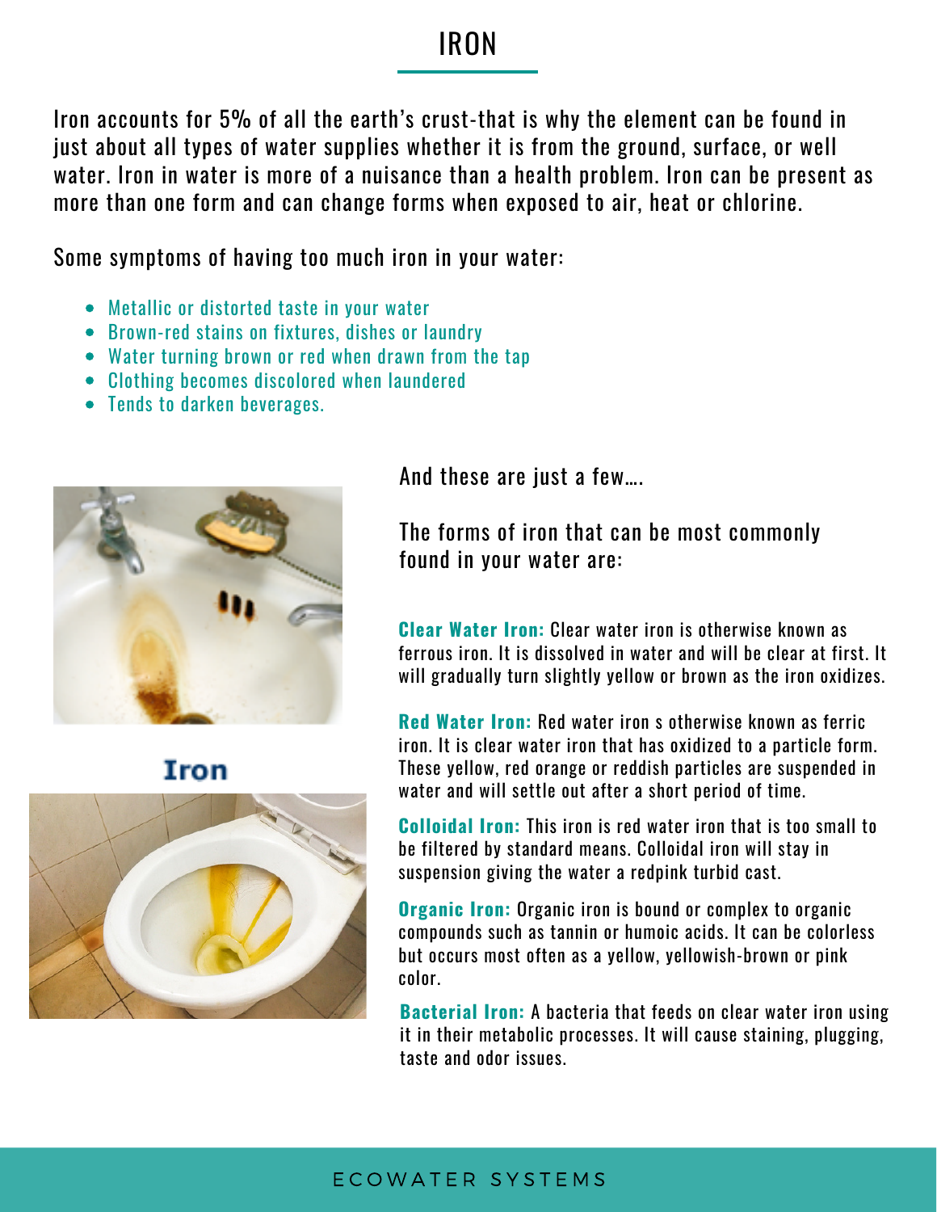# IRON

Iron accounts for 5% of all the earth's crust-that is why the element can be found in just about all types of water supplies whether it is from the ground, surface, or well water. Iron in water is more of a nuisance than a health problem. Iron can be present as more than one form and can change forms when exposed to air, heat or chlorine.

Some symptoms of having too much iron in your water:

- Metallic or distorted taste in your water
- Brown-red stains on fixtures, dishes or laundry
- Water turning brown or red when drawn from the tap
- Clothing becomes discolored when laundered
- Tends to darken beverages.

Iron

And these are just a few....

The forms of iron that can be most commonly found in your water are:

**Clear Water Iron:** Clear water iron is otherwise known as ferrous iron. It is dissolved in water and will be clear at first. It will gradually turn slightly yellow or brown as the iron oxidizes.

**Red Water Iron:** Red water iron s otherwise known as ferric iron. It is clear water iron that has oxidized to a particle form. These yellow, red orange or reddish particles are suspended in water and will settle out after a short period of time.

**Colloidal Iron:** This iron is red water iron that is too small to be filtered by standard means. Colloidal iron will stay in suspension giving the water a redpink turbid cast.

**Organic Iron:** Organic iron is bound or complex to organic compounds such as tannin or humoic acids. It can be colorless but occurs most often as a yellow, yellowish-brown or pink color.

**Bacterial Iron:** A bacteria that feeds on clear water iron using it in their metabolic processes. It will cause staining, plugging, taste and odor issues.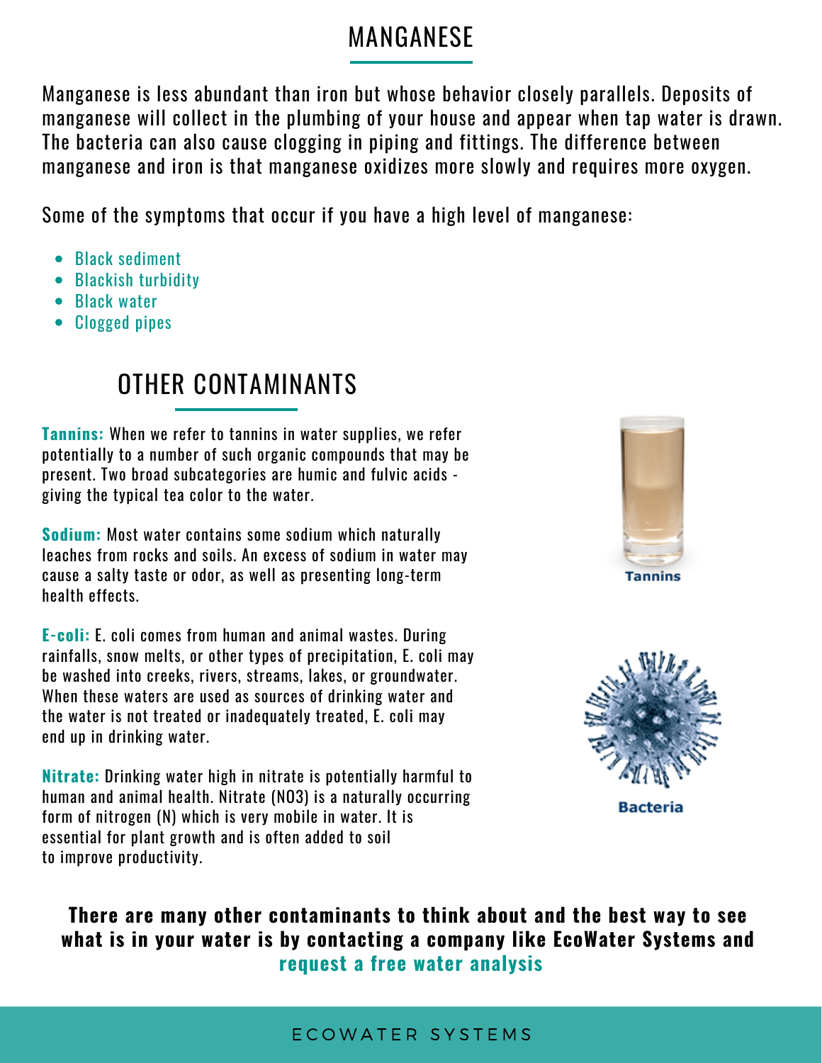# MANGANESE

Manganese is less abundant than iron but whose behavior closely parallels. Deposits of manganese will collect in the plumbing of your house and appear when tap water is drawn. The bacteria can also cause clogging in piping and fittings. The difference between manganese and iron is that manganese oxidizes more slowly and requires more oxygen.

Some of the symptoms that occur if you have a high level of manganese:

- Black sediment
- Blackish turbidity
- Black water
- Clogged pipes

## OTHER CONTAMINANTS

**Tannins:** When we refer to tannins in water supplies, we refer potentially to a number of such organic compounds that may be present. Two broad subcategories are humic and fulvic acids - giving the typical tea color to the water.

**Sodium:** Most water contains some sodium which naturally leaches from rocks and soils. An excess of sodium in water may cause a salty taste or odor, as well as presenting long-term health effects.

**E-coli:** E. coli comes from human and animal wastes. During rainfalls, snow melts, or other types of precipitation, E. coli may be washed into creeks, rivers, streams, lakes, or groundwater. When these waters are used as sources of drinking water and the water is not treated or inadequately treated, E. coli may end up in drinking water.

**Nitrate:** Drinking water high in nitrate is potentially harmful to human and animal health. Nitrate ($NO_3$) is a naturally occurring form of nitrogen (N) which is very mobile in water. It is essential for plant growth and is often added to soil to improve productivity.

Tannins

Bacteria

**There are many other contaminants to think about and the best way to see what is in your water is by contacting a company like EcoWater Systems and request a free water analysis**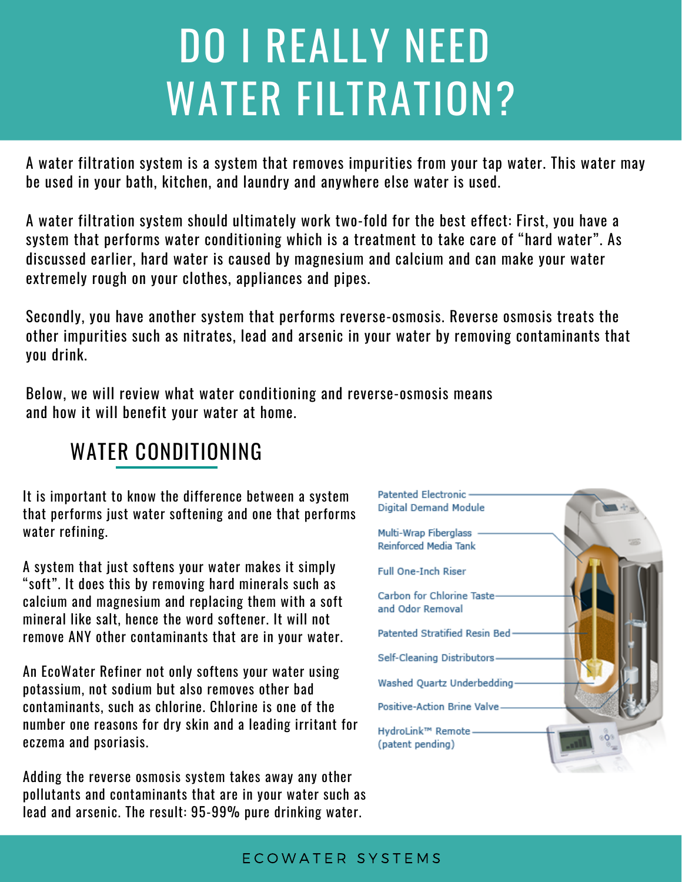# DO I REALLY NEED WATER FILTRATION?

A water filtration system is a system that removes impurities from your tap water. This water may be used in your bath, kitchen, and laundry and anywhere else water is used.

A water filtration system should ultimately work two-fold for the best effect: First, you have a system that performs water conditioning which is a treatment to take care of "hard water". As discussed earlier, hard water is caused by magnesium and calcium and can make your water extremely rough on your clothes, appliances and pipes.

Secondly, you have another system that performs reverse-osmosis. Reverse osmosis treats the other impurities such as nitrates, lead and arsenic in your water by removing contaminants that you drink.

Below, we will review what water conditioning and reverse-osmosis means and how it will benefit your water at home.

## WATER CONDITIONING

It is important to know the difference between a system that performs just water softening and one that performs water refining.

A system that just softens your water makes it simply "soft". It does this by removing hard minerals such as calcium and magnesium and replacing them with a soft mineral like salt, hence the word softener. It will not remove ANY other contaminants that are in your water.

An EcoWater Refiner not only softens your water using potassium, not sodium but also removes other bad contaminants, such as chlorine. Chlorine is one of the number one reasons for dry skin and a leading irritant for eczema and psoriasis.

Adding the reverse osmosis system takes away any other pollutants and contaminants that are in your water such as lead and arsenic. The result: 95-99% pure drinking water.

Patented Electronic Digital Demand Module

Multi-Wrap Fiberglass Reinforced Media Tank

Full One-Inch Riser

Carbon for Chlorine Taste and Odor Removal

Patented Stratified Resin Bed

Self-Cleaning Distributors

Washed Quartz Underbedding

Positive-Action Brine Valve

HydroLink™ Remote (patent pending)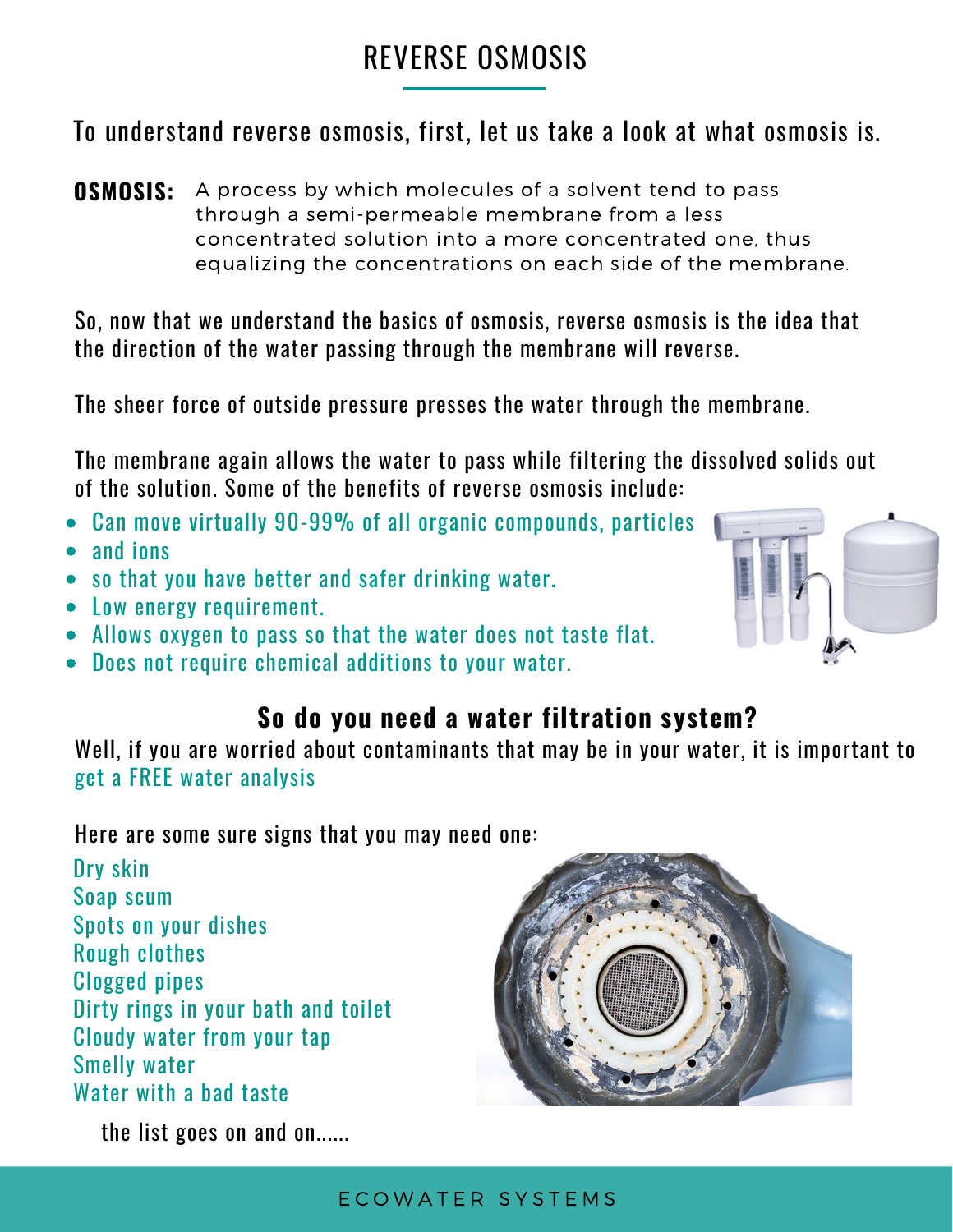# REVERSE OSMOSIS

To understand reverse osmosis, first, let us take a look at what osmosis is.

**OSMOSIS:** A process by which molecules of a solvent tend to pass through a semi-permeable membrane from a less concentrated solution into a more concentrated one, thus equalizing the concentrations on each side of the membrane.

So, now that we understand the basics of osmosis, reverse osmosis is the idea that the direction of the water passing through the membrane will reverse.

The sheer force of outside pressure presses the water through the membrane.

The membrane again allows the water to pass while filtering the dissolved solids out of the solution. Some of the benefits of reverse osmosis include:

- Can move virtually 90-99% of all organic compounds, particles
- and ions
- so that you have better and safer drinking water.
- Low energy requirement.
- Allows oxygen to pass so that the water does not taste flat.
- Does not require chemical additions to your water.

## So do you need a water filtration system?

Well, if you are worried about contaminants that may be in your water, it is important to get a FREE water analysis

Here are some sure signs that you may need one:

Dry skin
Soap scum
Spots on your dishes
Rough clothes
Clogged pipes
Dirty rings in your bath and toilet
Cloudy water from your tap
Smelly water
Water with a bad taste

the list goes on and on......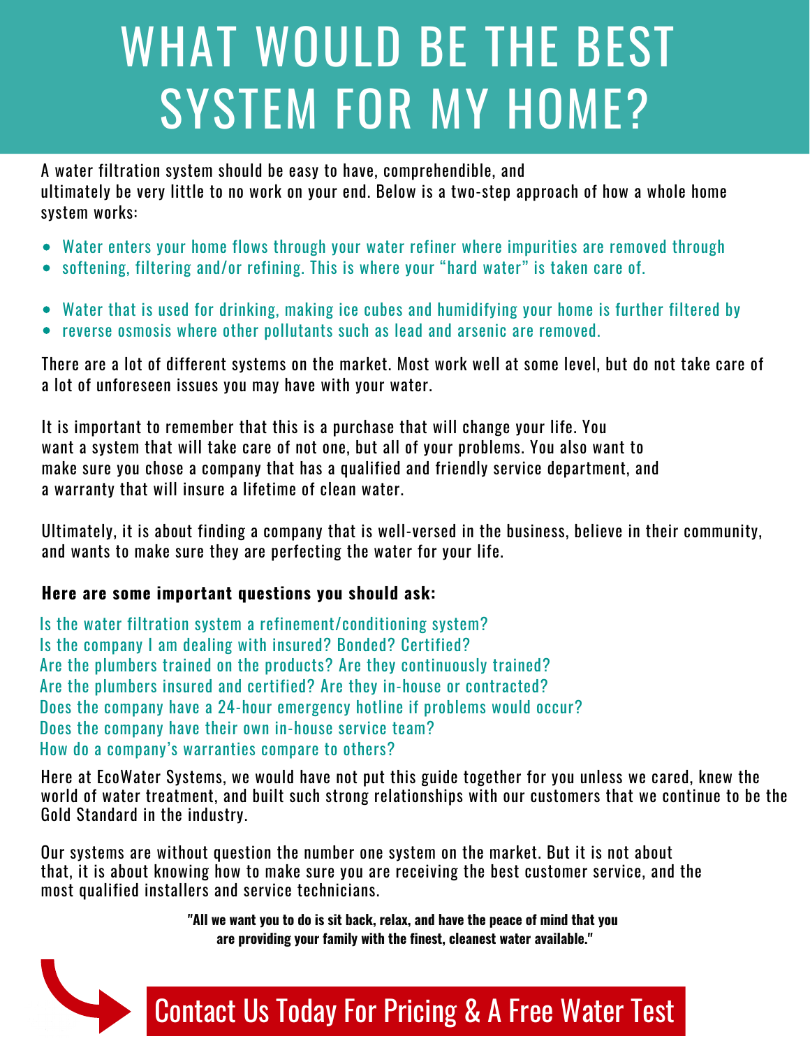# WHAT WOULD BE THE BEST SYSTEM FOR MY HOME?

A water filtration system should be easy to have, comprehendible, and ultimately be very little to no work on your end. Below is a two-step approach of how a whole home system works:

- Water enters your home flows through your water refiner where impurities are removed through
- softening, filtering and/or refining. This is where your "hard water" is taken care of.

- Water that is used for drinking, making ice cubes and humidifying your home is further filtered by
- reverse osmosis where other pollutants such as lead and arsenic are removed.

There are a lot of different systems on the market. Most work well at some level, but do not take care of a lot of unforeseen issues you may have with your water.

It is important to remember that this is a purchase that will change your life. You want a system that will take care of not one, but all of your problems. You also want to make sure you chose a company that has a qualified and friendly service department, and a warranty that will insure a lifetime of clean water.

Ultimately, it is about finding a company that is well-versed in the business, believe in their community, and wants to make sure they are perfecting the water for your life.

**Here are some important questions you should ask:**

Is the water filtration system a refinement/conditioning system?
Is the company I am dealing with insured? Bonded? Certified?
Are the plumbers trained on the products? Are they continuously trained?
Are the plumbers insured and certified? Are they in-house or contracted?
Does the company have a 24-hour emergency hotline if problems would occur?
Does the company have their own in-house service team?
How do a company's warranties compare to others?

Here at EcoWater Systems, we would have not put this guide together for you unless we cared, knew the world of water treatment, and built such strong relationships with our customers that we continue to be the Gold Standard in the industry.

Our systems are without question the number one system on the market. But it is not about that, it is about knowing how to make sure you are receiving the best customer service, and the most qualified installers and service technicians.

**"All we want you to do is sit back, relax, and have the peace of mind that you are providing your family with the finest, cleanest water available."**

Contact Us Today For Pricing & A Free Water Test